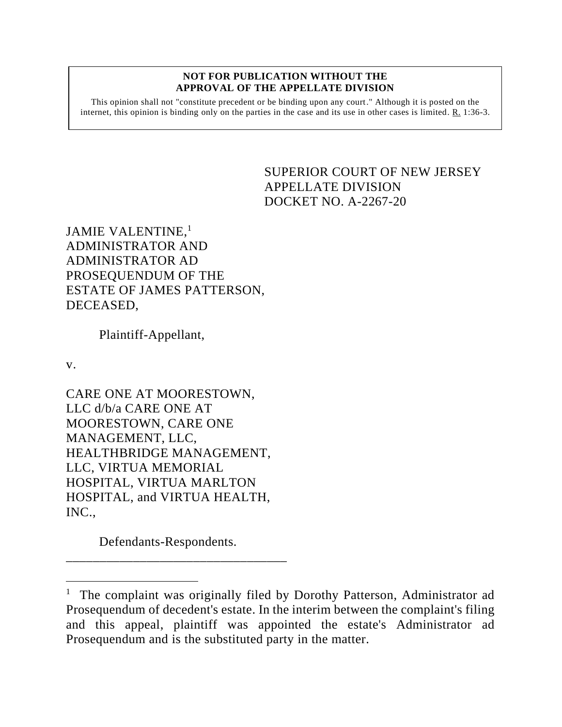**NOT FOR PUBLICATION WITHOUT THE APPROVAL OF THE APPELLATE DIVISION**

This opinion shall not "constitute precedent or be binding upon any court." Although it is posted on the internet, this opinion is binding only on the parties in the case and its use in other cases is limited. R. 1:36-3.

SUPERIOR COURT OF NEW JERSEY
APPELLATE DIVISION
DOCKET NO. A-2267-20

JAMIE VALENTINE,[1] ADMINISTRATOR AND ADMINISTRATOR AD PROSEQUENDUM OF THE ESTATE OF JAMES PATTERSON, DECEASED,

Plaintiff-Appellant,

v.

CARE ONE AT MOORESTOWN, LLC d/b/a CARE ONE AT MOORESTOWN, CARE ONE MANAGEMENT, LLC, HEALTHBRIDGE MANAGEMENT, LLC, VIRTUA MEMORIAL HOSPITAL, VIRTUA MARLTON HOSPITAL, and VIRTUA HEALTH, INC.,

Defendants-Respondents.

---

[1] The complaint was originally filed by Dorothy Patterson, Administrator ad Prosequendum of decedent's estate. In the interim between the complaint's filing and this appeal, plaintiff was appointed the estate's Administrator ad Prosequendum and is the substituted party in the matter.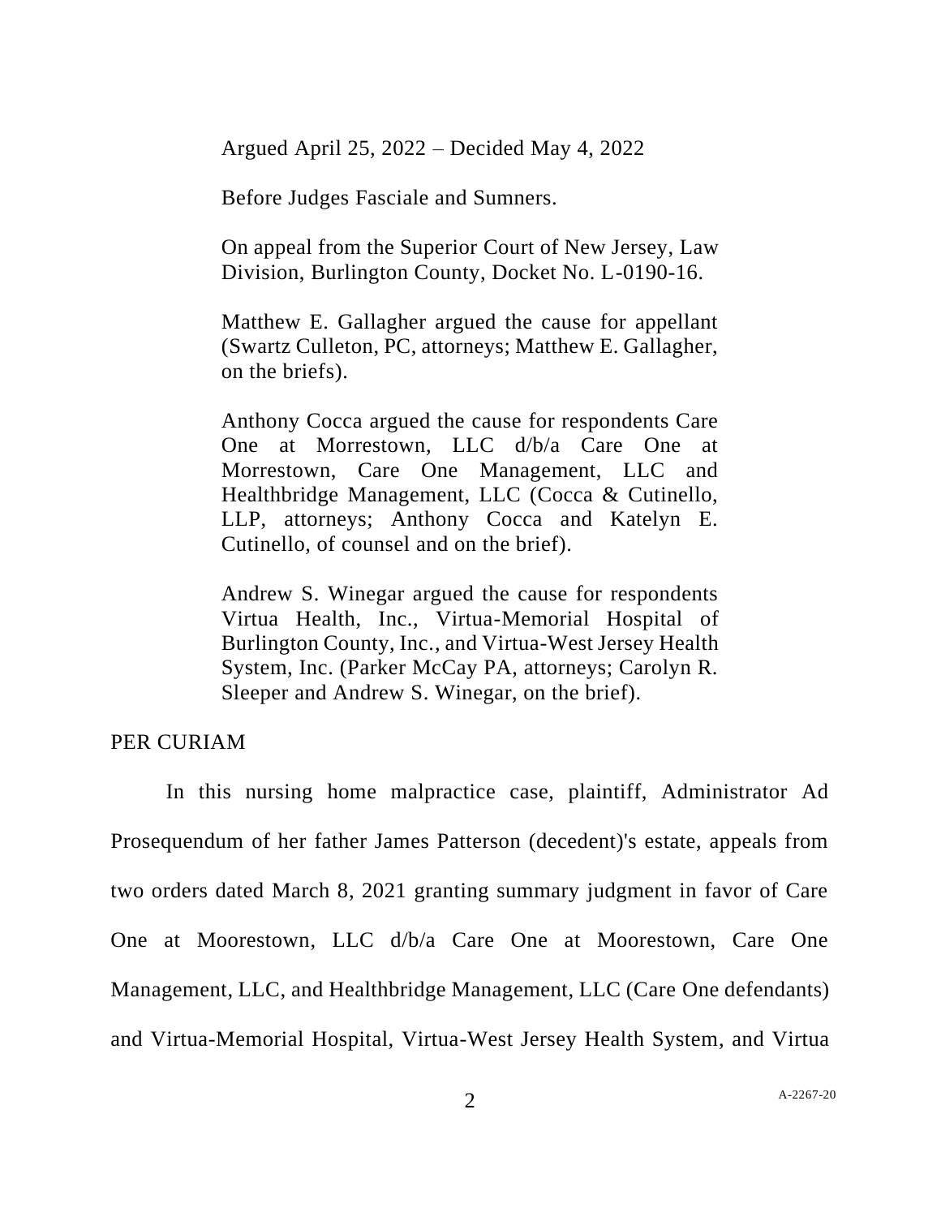Argued April 25, 2022 – Decided May 4, 2022

Before Judges Fasciale and Sumners.

On appeal from the Superior Court of New Jersey, Law Division, Burlington County, Docket No. L-0190-16.

Matthew E. Gallagher argued the cause for appellant (Swartz Culleton, PC, attorneys; Matthew E. Gallagher, on the briefs).

Anthony Cocca argued the cause for respondents Care One at Morrestown, LLC d/b/a Care One at Morrestown, Care One Management, LLC and Healthbridge Management, LLC (Cocca & Cutinello, LLP, attorneys; Anthony Cocca and Katelyn E. Cutinello, of counsel and on the brief).

Andrew S. Winegar argued the cause for respondents Virtua Health, Inc., Virtua-Memorial Hospital of Burlington County, Inc., and Virtua-West Jersey Health System, Inc. (Parker McCay PA, attorneys; Carolyn R. Sleeper and Andrew S. Winegar, on the brief).

PER CURIAM

In this nursing home malpractice case, plaintiff, Administrator Ad Prosequendum of her father James Patterson (decedent)'s estate, appeals from two orders dated March 8, 2021 granting summary judgment in favor of Care One at Moorestown, LLC d/b/a Care One at Moorestown, Care One Management, LLC, and Healthbridge Management, LLC (Care One defendants) and Virtua-Memorial Hospital, Virtua-West Jersey Health System, and Virtua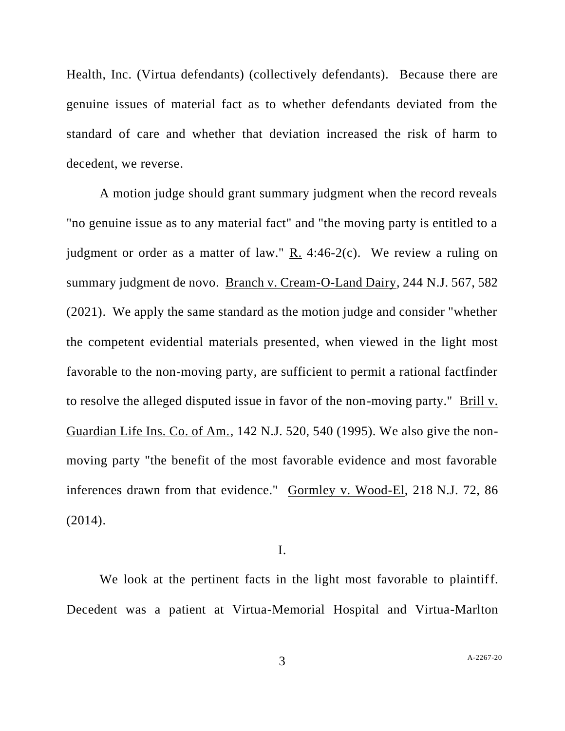Health, Inc. (Virtua defendants) (collectively defendants). Because there are genuine issues of material fact as to whether defendants deviated from the standard of care and whether that deviation increased the risk of harm to decedent, we reverse.

A motion judge should grant summary judgment when the record reveals "no genuine issue as to any material fact" and "the moving party is entitled to a judgment or order as a matter of law." R. 4:46-2(c). We review a ruling on summary judgment de novo. Branch v. Cream-O-Land Dairy, 244 N.J. 567, 582 (2021). We apply the same standard as the motion judge and consider "whether the competent evidential materials presented, when viewed in the light most favorable to the non-moving party, are sufficient to permit a rational factfinder to resolve the alleged disputed issue in favor of the non-moving party." Brill v. Guardian Life Ins. Co. of Am., 142 N.J. 520, 540 (1995). We also give the non-moving party "the benefit of the most favorable evidence and most favorable inferences drawn from that evidence." Gormley v. Wood-El, 218 N.J. 72, 86 (2014).

## I.

We look at the pertinent facts in the light most favorable to plaintiff. Decedent was a patient at Virtua-Memorial Hospital and Virtua-Marlton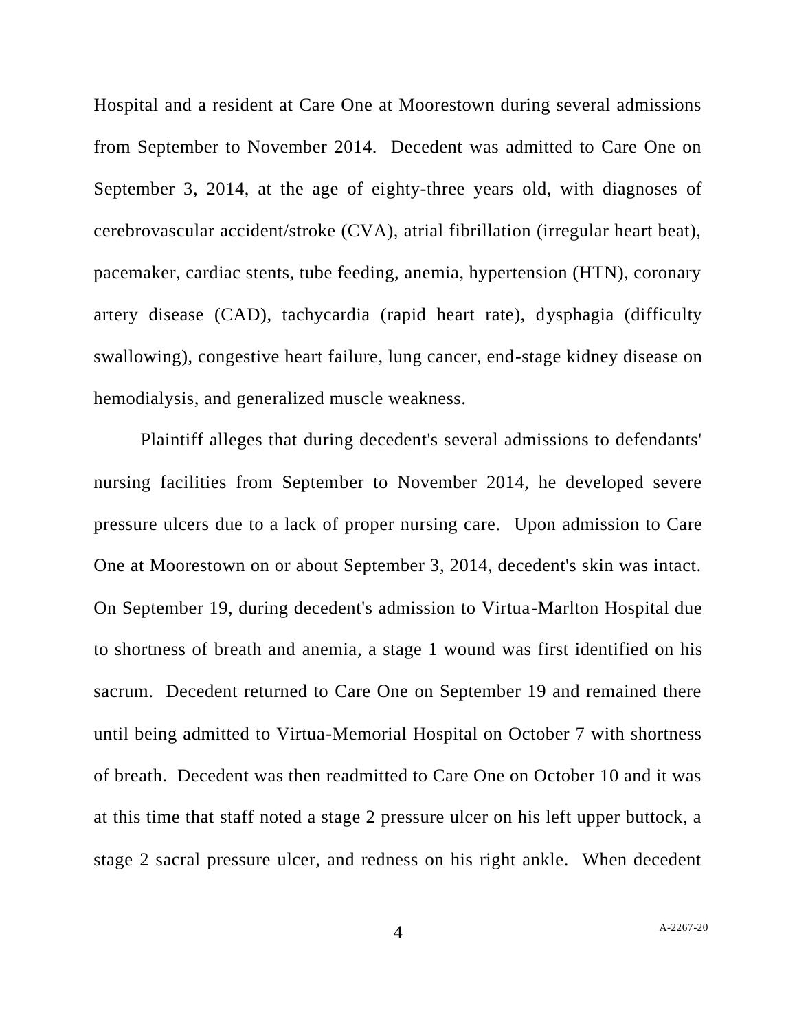Hospital and a resident at Care One at Moorestown during several admissions from September to November 2014. Decedent was admitted to Care One on September 3, 2014, at the age of eighty-three years old, with diagnoses of cerebrovascular accident/stroke (CVA), atrial fibrillation (irregular heart beat), pacemaker, cardiac stents, tube feeding, anemia, hypertension (HTN), coronary artery disease (CAD), tachycardia (rapid heart rate), dysphagia (difficulty swallowing), congestive heart failure, lung cancer, end-stage kidney disease on hemodialysis, and generalized muscle weakness.

Plaintiff alleges that during decedent's several admissions to defendants' nursing facilities from September to November 2014, he developed severe pressure ulcers due to a lack of proper nursing care. Upon admission to Care One at Moorestown on or about September 3, 2014, decedent's skin was intact. On September 19, during decedent's admission to Virtua-Marlton Hospital due to shortness of breath and anemia, a stage 1 wound was first identified on his sacrum. Decedent returned to Care One on September 19 and remained there until being admitted to Virtua-Memorial Hospital on October 7 with shortness of breath. Decedent was then readmitted to Care One on October 10 and it was at this time that staff noted a stage 2 pressure ulcer on his left upper buttock, a stage 2 sacral pressure ulcer, and redness on his right ankle. When decedent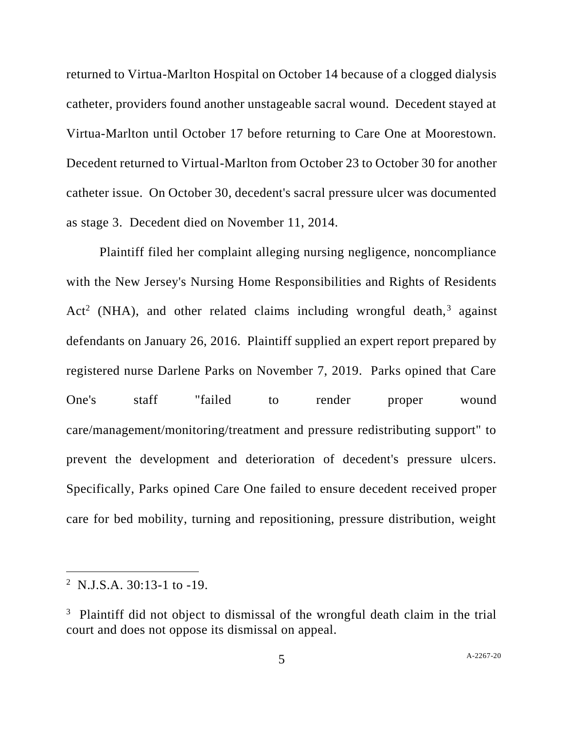returned to Virtua-Marlton Hospital on October 14 because of a clogged dialysis catheter, providers found another unstageable sacral wound. Decedent stayed at Virtua-Marlton until October 17 before returning to Care One at Moorestown. Decedent returned to Virtual-Marlton from October 23 to October 30 for another catheter issue. On October 30, decedent's sacral pressure ulcer was documented as stage 3. Decedent died on November 11, 2014.

Plaintiff filed her complaint alleging nursing negligence, noncompliance with the New Jersey's Nursing Home Responsibilities and Rights of Residents Act[2] (NHA), and other related claims including wrongful death,[3] against defendants on January 26, 2016. Plaintiff supplied an expert report prepared by registered nurse Darlene Parks on November 7, 2019. Parks opined that Care One's staff "failed to render proper wound care/management/monitoring/treatment and pressure redistributing support" to prevent the development and deterioration of decedent's pressure ulcers. Specifically, Parks opined Care One failed to ensure decedent received proper care for bed mobility, turning and repositioning, pressure distribution, weight

---

[2] N.J.S.A. 30:13-1 to -19.

[3] Plaintiff did not object to dismissal of the wrongful death claim in the trial court and does not oppose its dismissal on appeal.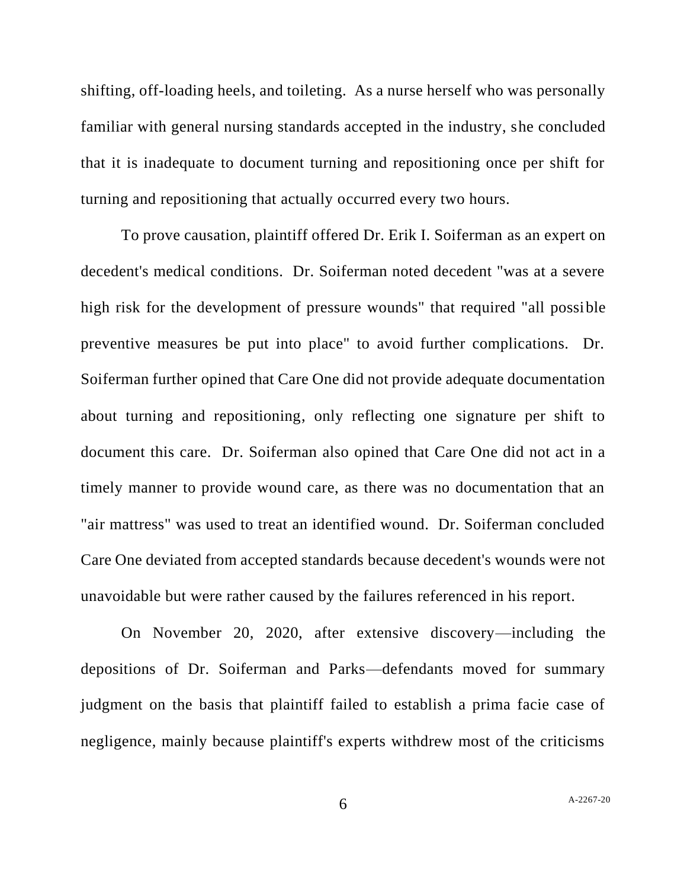shifting, off-loading heels, and toileting. As a nurse herself who was personally familiar with general nursing standards accepted in the industry, she concluded that it is inadequate to document turning and repositioning once per shift for turning and repositioning that actually occurred every two hours.

To prove causation, plaintiff offered Dr. Erik I. Soiferman as an expert on decedent's medical conditions. Dr. Soiferman noted decedent "was at a severe high risk for the development of pressure wounds" that required "all possible preventive measures be put into place" to avoid further complications. Dr. Soiferman further opined that Care One did not provide adequate documentation about turning and repositioning, only reflecting one signature per shift to document this care. Dr. Soiferman also opined that Care One did not act in a timely manner to provide wound care, as there was no documentation that an "air mattress" was used to treat an identified wound. Dr. Soiferman concluded Care One deviated from accepted standards because decedent's wounds were not unavoidable but were rather caused by the failures referenced in his report.

On November 20, 2020, after extensive discovery—including the depositions of Dr. Soiferman and Parks—defendants moved for summary judgment on the basis that plaintiff failed to establish a prima facie case of negligence, mainly because plaintiff's experts withdrew most of the criticisms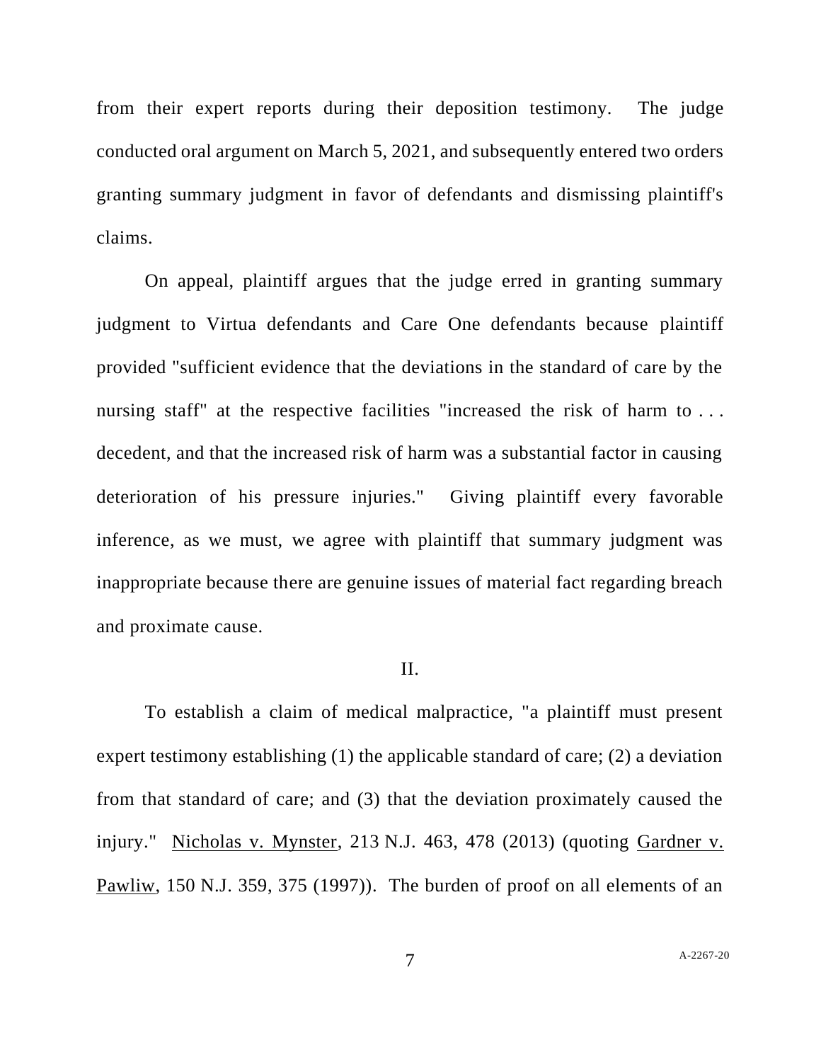from their expert reports during their deposition testimony. The judge conducted oral argument on March 5, 2021, and subsequently entered two orders granting summary judgment in favor of defendants and dismissing plaintiff's claims.

On appeal, plaintiff argues that the judge erred in granting summary judgment to Virtua defendants and Care One defendants because plaintiff provided "sufficient evidence that the deviations in the standard of care by the nursing staff" at the respective facilities "increased the risk of harm to . . . decedent, and that the increased risk of harm was a substantial factor in causing deterioration of his pressure injuries." Giving plaintiff every favorable inference, as we must, we agree with plaintiff that summary judgment was inappropriate because there are genuine issues of material fact regarding breach and proximate cause.

II.

To establish a claim of medical malpractice, "a plaintiff must present expert testimony establishing (1) the applicable standard of care; (2) a deviation from that standard of care; and (3) that the deviation proximately caused the injury." Nicholas v. Mynster, 213 N.J. 463, 478 (2013) (quoting Gardner v. Pawliw, 150 N.J. 359, 375 (1997)). The burden of proof on all elements of an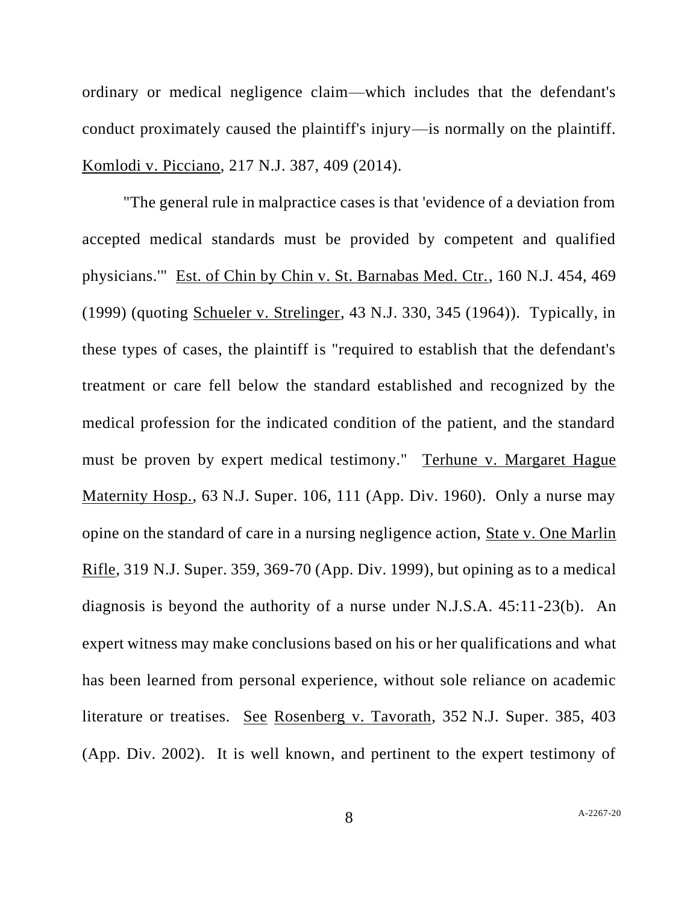ordinary or medical negligence claim—which includes that the defendant's conduct proximately caused the plaintiff's injury—is normally on the plaintiff. Komlodi v. Picciano, 217 N.J. 387, 409 (2014).

"The general rule in malpractice cases is that 'evidence of a deviation from accepted medical standards must be provided by competent and qualified physicians.'" Est. of Chin by Chin v. St. Barnabas Med. Ctr., 160 N.J. 454, 469 (1999) (quoting Schueler v. Strelinger, 43 N.J. 330, 345 (1964)). Typically, in these types of cases, the plaintiff is "required to establish that the defendant's treatment or care fell below the standard established and recognized by the medical profession for the indicated condition of the patient, and the standard must be proven by expert medical testimony." Terhune v. Margaret Hague Maternity Hosp., 63 N.J. Super. 106, 111 (App. Div. 1960). Only a nurse may opine on the standard of care in a nursing negligence action, State v. One Marlin Rifle, 319 N.J. Super. 359, 369-70 (App. Div. 1999), but opining as to a medical diagnosis is beyond the authority of a nurse under N.J.S.A. 45:11-23(b). An expert witness may make conclusions based on his or her qualifications and what has been learned from personal experience, without sole reliance on academic literature or treatises. See Rosenberg v. Tavorath, 352 N.J. Super. 385, 403 (App. Div. 2002). It is well known, and pertinent to the expert testimony of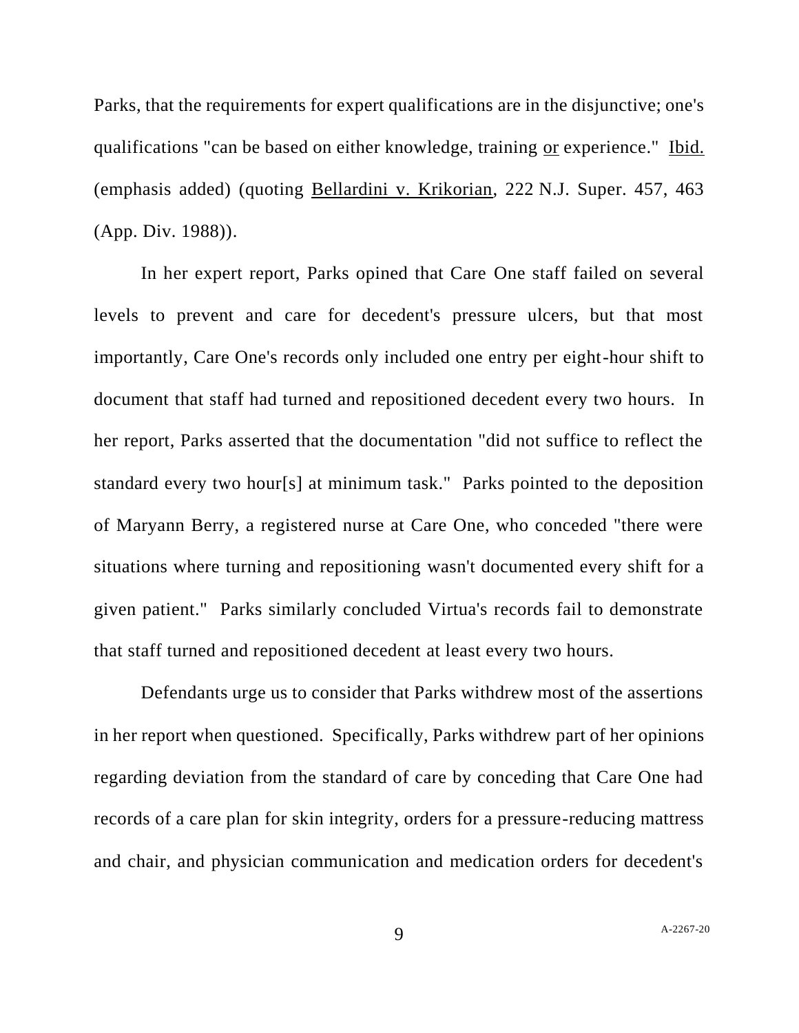Parks, that the requirements for expert qualifications are in the disjunctive; one's qualifications "can be based on either knowledge, training <u>or</u> experience." <u>Ibid.</u> (emphasis added) (quoting <u>Bellardini v. Krikorian</u>, 222 N.J. Super. 457, 463 (App. Div. 1988)).

In her expert report, Parks opined that Care One staff failed on several levels to prevent and care for decedent's pressure ulcers, but that most importantly, Care One's records only included one entry per eight-hour shift to document that staff had turned and repositioned decedent every two hours. In her report, Parks asserted that the documentation "did not suffice to reflect the standard every two hour[s] at minimum task." Parks pointed to the deposition of Maryann Berry, a registered nurse at Care One, who conceded "there were situations where turning and repositioning wasn't documented every shift for a given patient." Parks similarly concluded Virtua's records fail to demonstrate that staff turned and repositioned decedent at least every two hours.

Defendants urge us to consider that Parks withdrew most of the assertions in her report when questioned. Specifically, Parks withdrew part of her opinions regarding deviation from the standard of care by conceding that Care One had records of a care plan for skin integrity, orders for a pressure-reducing mattress and chair, and physician communication and medication orders for decedent's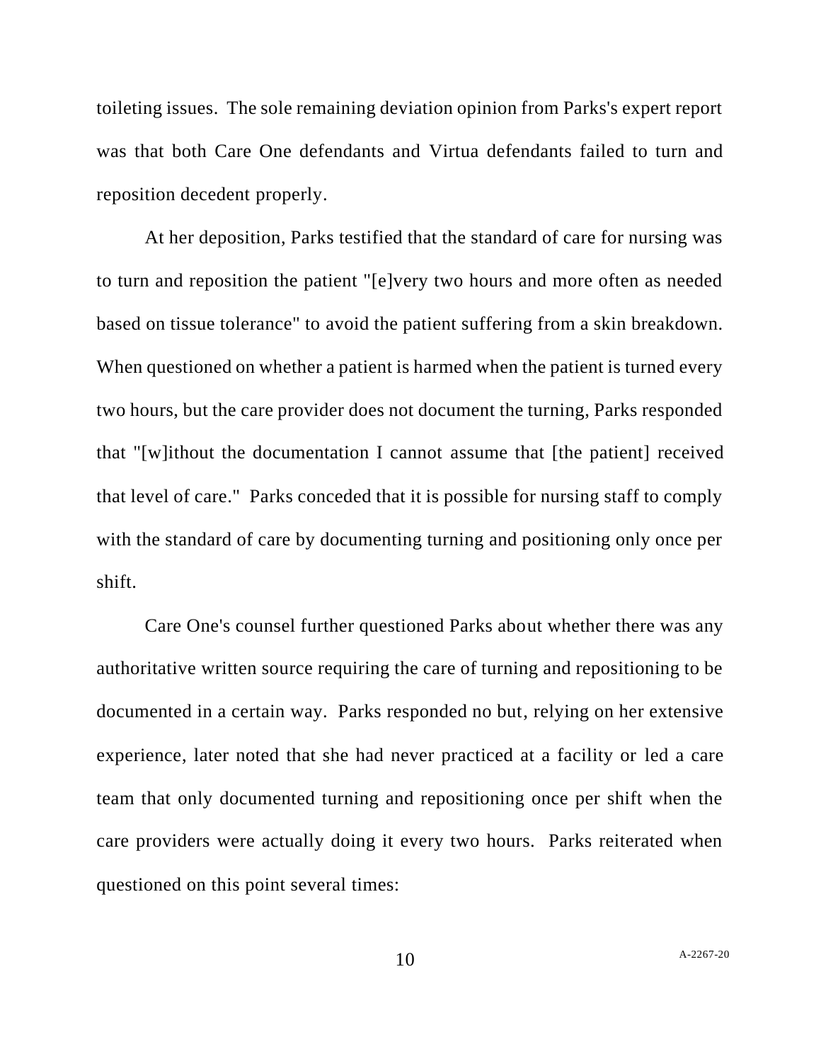toileting issues. The sole remaining deviation opinion from Parks's expert report was that both Care One defendants and Virtua defendants failed to turn and reposition decedent properly.

At her deposition, Parks testified that the standard of care for nursing was to turn and reposition the patient "[e]very two hours and more often as needed based on tissue tolerance" to avoid the patient suffering from a skin breakdown. When questioned on whether a patient is harmed when the patient is turned every two hours, but the care provider does not document the turning, Parks responded that "[w]ithout the documentation I cannot assume that [the patient] received that level of care." Parks conceded that it is possible for nursing staff to comply with the standard of care by documenting turning and positioning only once per shift.

Care One's counsel further questioned Parks about whether there was any authoritative written source requiring the care of turning and repositioning to be documented in a certain way. Parks responded no but, relying on her extensive experience, later noted that she had never practiced at a facility or led a care team that only documented turning and repositioning once per shift when the care providers were actually doing it every two hours. Parks reiterated when questioned on this point several times: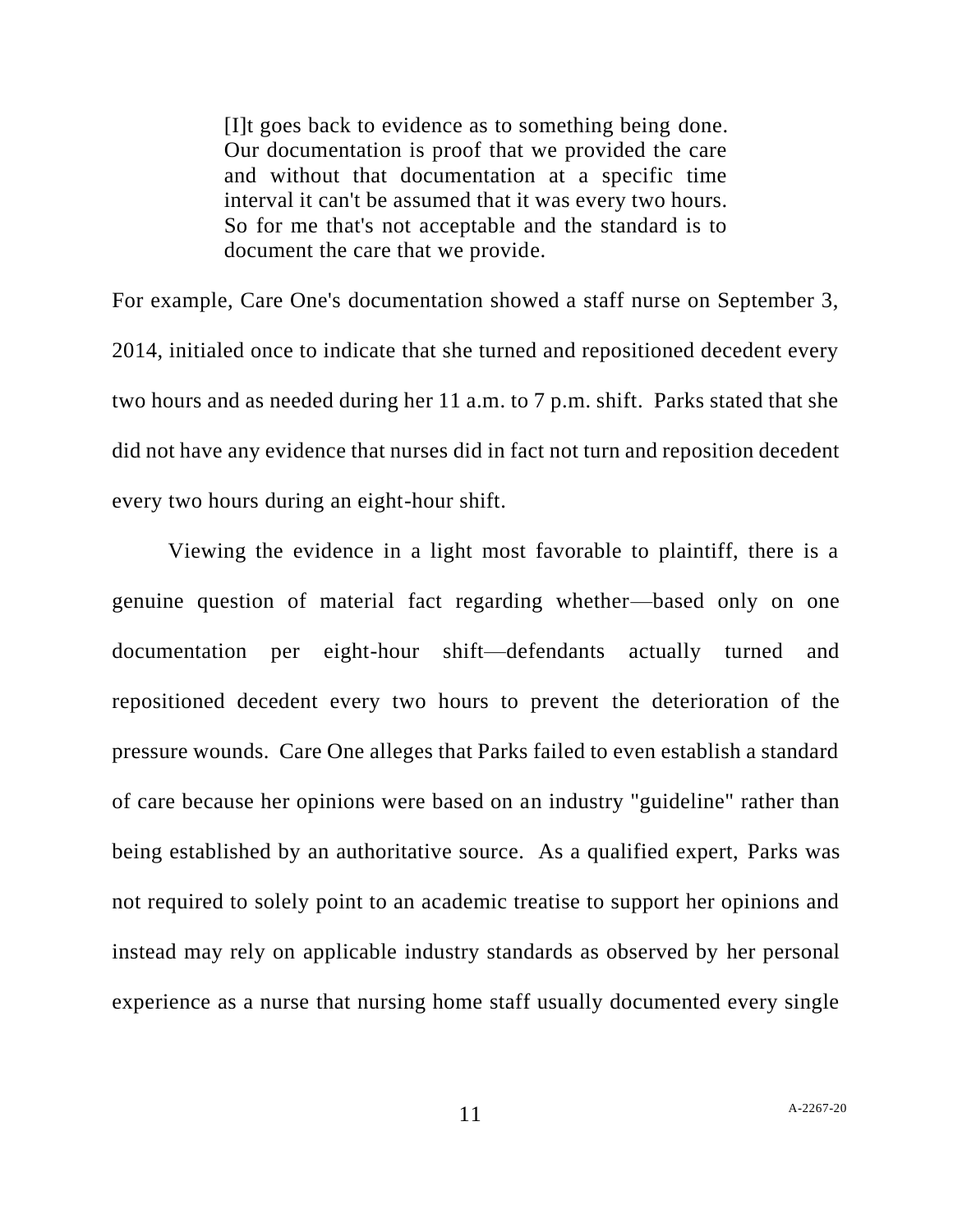> [I]t goes back to evidence as to something being done. Our documentation is proof that we provided the care and without that documentation at a specific time interval it can't be assumed that it was every two hours. So for me that's not acceptable and the standard is to document the care that we provide.

For example, Care One's documentation showed a staff nurse on September 3, 2014, initialed once to indicate that she turned and repositioned decedent every two hours and as needed during her 11 a.m. to 7 p.m. shift. Parks stated that she did not have any evidence that nurses did in fact not turn and reposition decedent every two hours during an eight-hour shift.

Viewing the evidence in a light most favorable to plaintiff, there is a genuine question of material fact regarding whether—based only on one documentation per eight-hour shift—defendants actually turned and repositioned decedent every two hours to prevent the deterioration of the pressure wounds. Care One alleges that Parks failed to even establish a standard of care because her opinions were based on an industry "guideline" rather than being established by an authoritative source. As a qualified expert, Parks was not required to solely point to an academic treatise to support her opinions and instead may rely on applicable industry standards as observed by her personal experience as a nurse that nursing home staff usually documented every single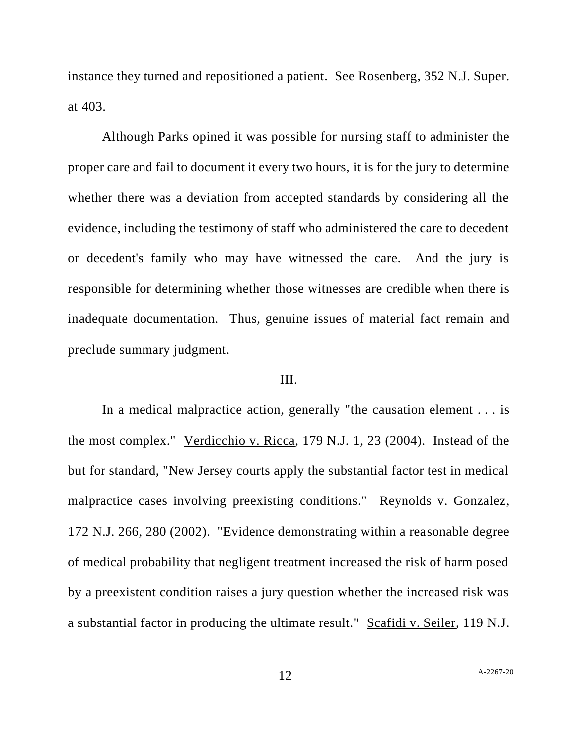instance they turned and repositioned a patient. See Rosenberg, 352 N.J. Super. at 403.

Although Parks opined it was possible for nursing staff to administer the proper care and fail to document it every two hours, it is for the jury to determine whether there was a deviation from accepted standards by considering all the evidence, including the testimony of staff who administered the care to decedent or decedent's family who may have witnessed the care. And the jury is responsible for determining whether those witnesses are credible when there is inadequate documentation. Thus, genuine issues of material fact remain and preclude summary judgment.

## III.

In a medical malpractice action, generally "the causation element . . . is the most complex." Verdicchio v. Ricca, 179 N.J. 1, 23 (2004). Instead of the but for standard, "New Jersey courts apply the substantial factor test in medical malpractice cases involving preexisting conditions." Reynolds v. Gonzalez, 172 N.J. 266, 280 (2002). "Evidence demonstrating within a reasonable degree of medical probability that negligent treatment increased the risk of harm posed by a preexistent condition raises a jury question whether the increased risk was a substantial factor in producing the ultimate result." Scafidi v. Seiler, 119 N.J.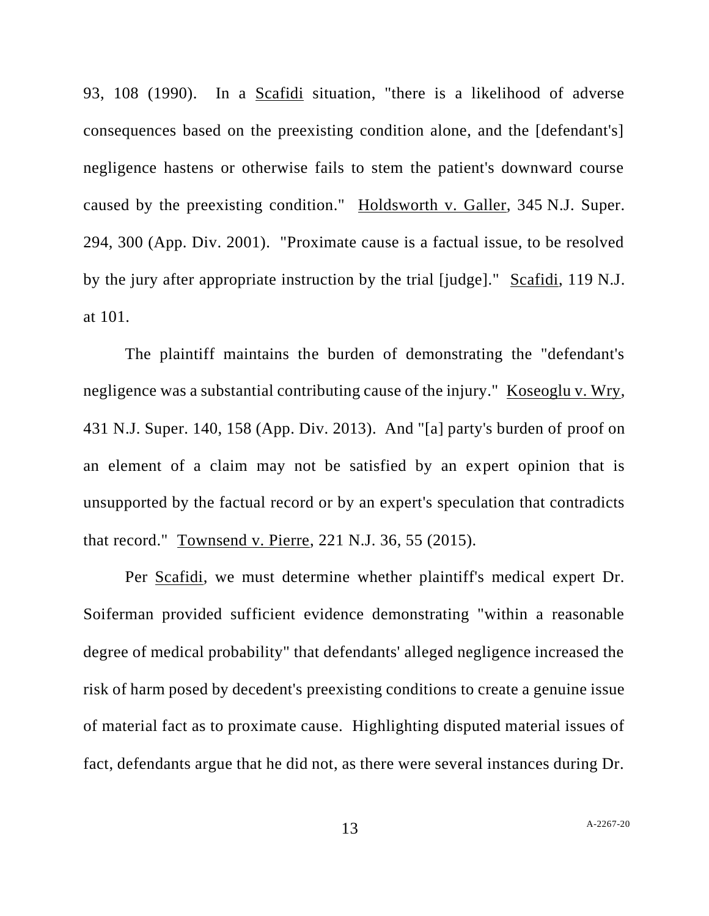93, 108 (1990). In a Scafidi situation, "there is a likelihood of adverse consequences based on the preexisting condition alone, and the [defendant's] negligence hastens or otherwise fails to stem the patient's downward course caused by the preexisting condition." Holdsworth v. Galler, 345 N.J. Super. 294, 300 (App. Div. 2001). "Proximate cause is a factual issue, to be resolved by the jury after appropriate instruction by the trial [judge]." Scafidi, 119 N.J. at 101.

The plaintiff maintains the burden of demonstrating the "defendant's negligence was a substantial contributing cause of the injury." Koseoglu v. Wry, 431 N.J. Super. 140, 158 (App. Div. 2013). And "[a] party's burden of proof on an element of a claim may not be satisfied by an expert opinion that is unsupported by the factual record or by an expert's speculation that contradicts that record." Townsend v. Pierre, 221 N.J. 36, 55 (2015).

Per Scafidi, we must determine whether plaintiff's medical expert Dr. Soiferman provided sufficient evidence demonstrating "within a reasonable degree of medical probability" that defendants' alleged negligence increased the risk of harm posed by decedent's preexisting conditions to create a genuine issue of material fact as to proximate cause. Highlighting disputed material issues of fact, defendants argue that he did not, as there were several instances during Dr.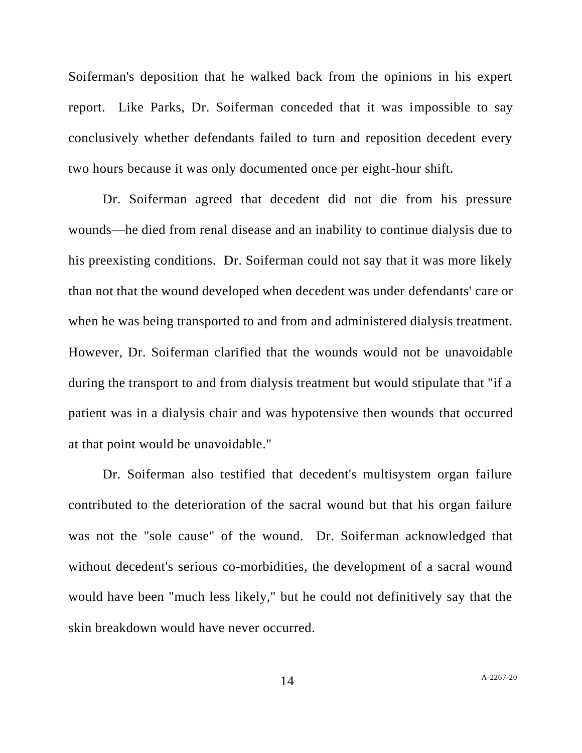Soiferman's deposition that he walked back from the opinions in his expert report. Like Parks, Dr. Soiferman conceded that it was impossible to say conclusively whether defendants failed to turn and reposition decedent every two hours because it was only documented once per eight-hour shift.

Dr. Soiferman agreed that decedent did not die from his pressure wounds—he died from renal disease and an inability to continue dialysis due to his preexisting conditions. Dr. Soiferman could not say that it was more likely than not that the wound developed when decedent was under defendants' care or when he was being transported to and from and administered dialysis treatment. However, Dr. Soiferman clarified that the wounds would not be unavoidable during the transport to and from dialysis treatment but would stipulate that "if a patient was in a dialysis chair and was hypotensive then wounds that occurred at that point would be unavoidable."

Dr. Soiferman also testified that decedent's multisystem organ failure contributed to the deterioration of the sacral wound but that his organ failure was not the "sole cause" of the wound. Dr. Soiferman acknowledged that without decedent's serious co-morbidities, the development of a sacral wound would have been "much less likely," but he could not definitively say that the skin breakdown would have never occurred.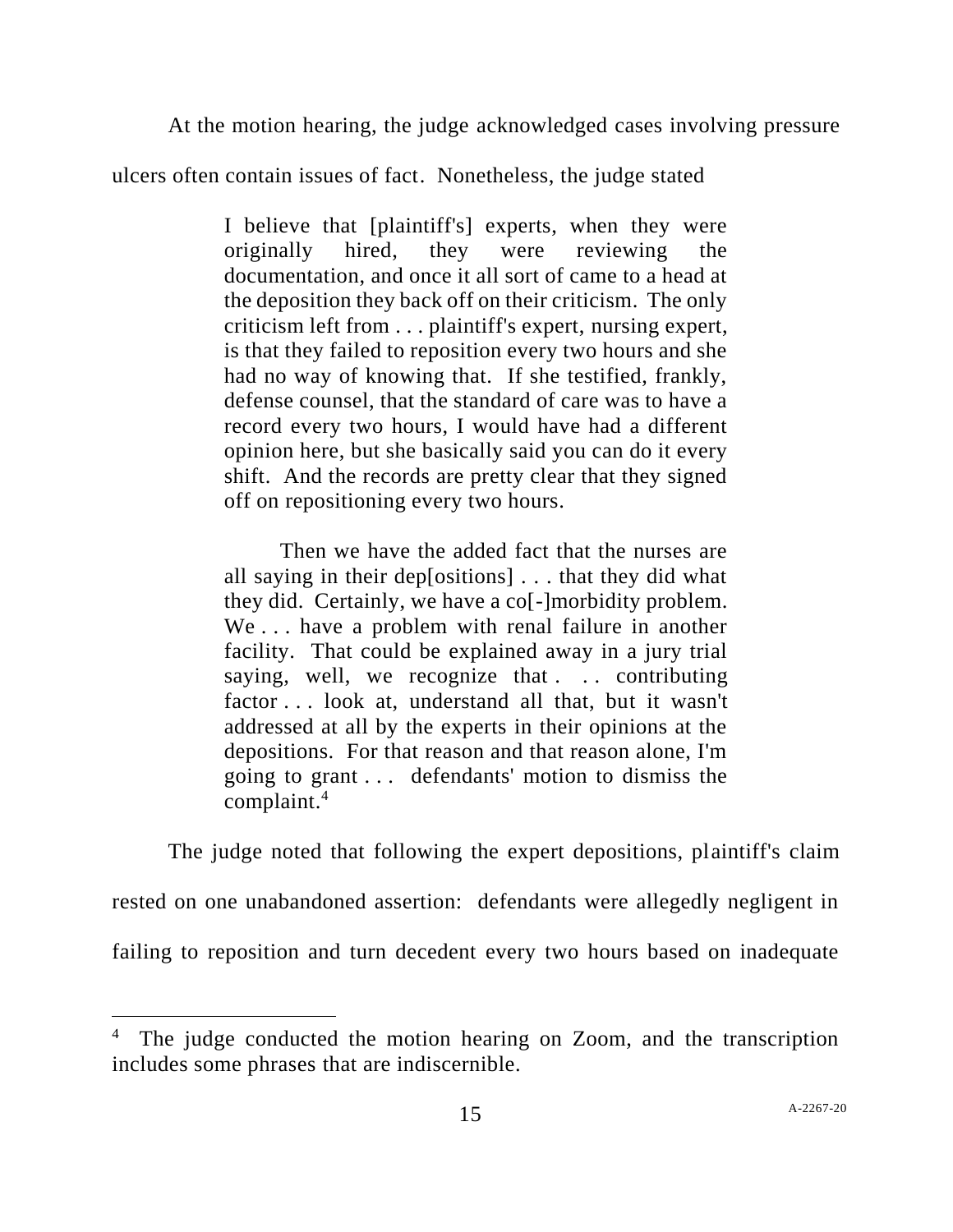At the motion hearing, the judge acknowledged cases involving pressure ulcers often contain issues of fact. Nonetheless, the judge stated

> I believe that [plaintiff's] experts, when they were originally hired, they were reviewing the documentation, and once it all sort of came to a head at the deposition they back off on their criticism. The only criticism left from . . . plaintiff's expert, nursing expert, is that they failed to reposition every two hours and she had no way of knowing that. If she testified, frankly, defense counsel, that the standard of care was to have a record every two hours, I would have had a different opinion here, but she basically said you can do it every shift. And the records are pretty clear that they signed off on repositioning every two hours.
>
> Then we have the added fact that the nurses are all saying in their dep[ositions] . . . that they did what they did. Certainly, we have a co[-]morbidity problem. We . . . have a problem with renal failure in another facility. That could be explained away in a jury trial saying, well, we recognize that . . . contributing factor . . . look at, understand all that, but it wasn't addressed at all by the experts in their opinions at the depositions. For that reason and that reason alone, I'm going to grant . . . defendants' motion to dismiss the complaint.[4]

The judge noted that following the expert depositions, plaintiff's claim rested on one unabandoned assertion: defendants were allegedly negligent in failing to reposition and turn decedent every two hours based on inadequate

---

[4] The judge conducted the motion hearing on Zoom, and the transcription includes some phrases that are indiscernible.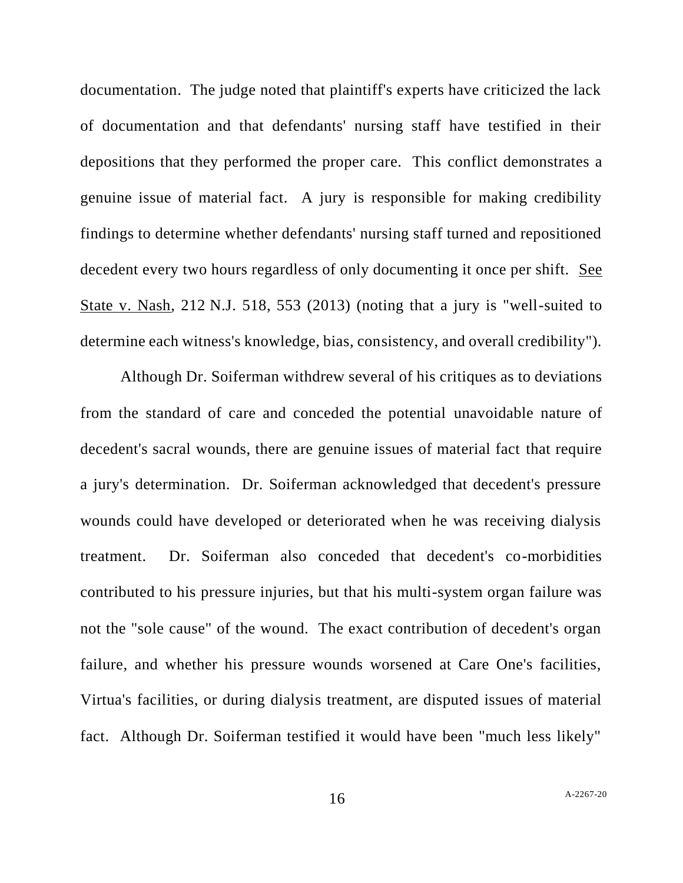documentation. The judge noted that plaintiff's experts have criticized the lack of documentation and that defendants' nursing staff have testified in their depositions that they performed the proper care. This conflict demonstrates a genuine issue of material fact. A jury is responsible for making credibility findings to determine whether defendants' nursing staff turned and repositioned decedent every two hours regardless of only documenting it once per shift. See State v. Nash, 212 N.J. 518, 553 (2013) (noting that a jury is "well-suited to determine each witness's knowledge, bias, consistency, and overall credibility").

Although Dr. Soiferman withdrew several of his critiques as to deviations from the standard of care and conceded the potential unavoidable nature of decedent's sacral wounds, there are genuine issues of material fact that require a jury's determination. Dr. Soiferman acknowledged that decedent's pressure wounds could have developed or deteriorated when he was receiving dialysis treatment. Dr. Soiferman also conceded that decedent's co-morbidities contributed to his pressure injuries, but that his multi-system organ failure was not the "sole cause" of the wound. The exact contribution of decedent's organ failure, and whether his pressure wounds worsened at Care One's facilities, Virtua's facilities, or during dialysis treatment, are disputed issues of material fact. Although Dr. Soiferman testified it would have been "much less likely"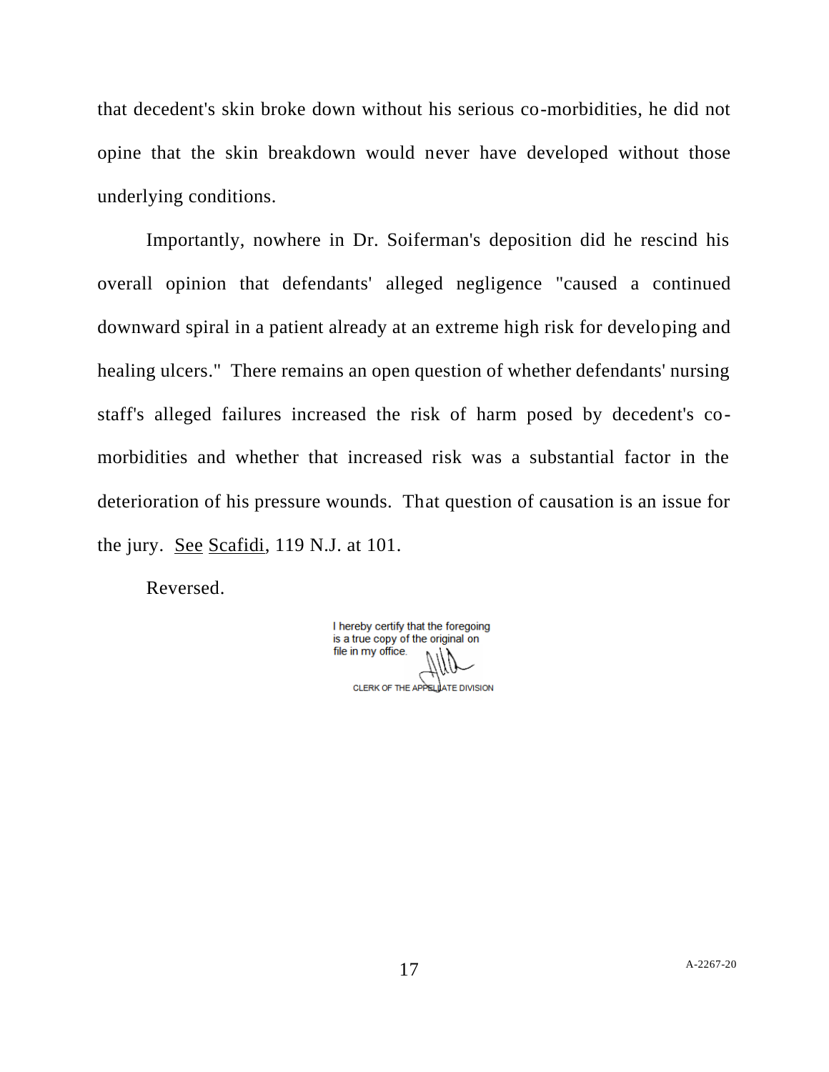that decedent's skin broke down without his serious co-morbidities, he did not opine that the skin breakdown would never have developed without those underlying conditions.

Importantly, nowhere in Dr. Soiferman's deposition did he rescind his overall opinion that defendants' alleged negligence "caused a continued downward spiral in a patient already at an extreme high risk for developing and healing ulcers." There remains an open question of whether defendants' nursing staff's alleged failures increased the risk of harm posed by decedent's co-morbidities and whether that increased risk was a substantial factor in the deterioration of his pressure wounds. That question of causation is an issue for the jury. See Scafidi, 119 N.J. at 101.

Reversed.

I hereby certify that the foregoing is a true copy of the original on file in my office.

CLERK OF THE APPELLATE DIVISION